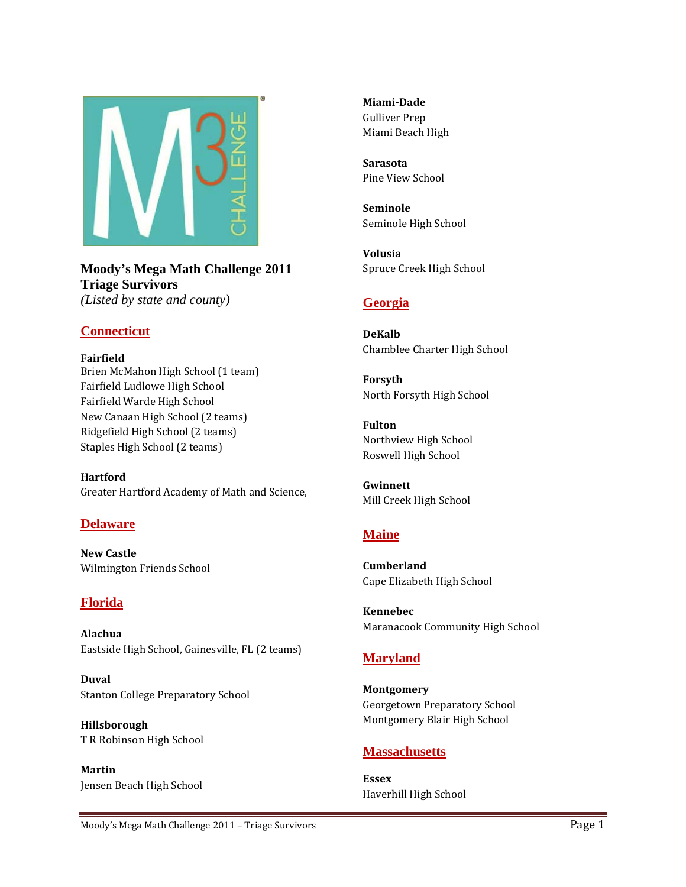**Moody's Mega Math Challenge 2011**
**Triage Survivors**
*(Listed by state and county)*

## Connecticut

**Fairfield**
Brien McMahon High School (1 team)
Fairfield Ludlowe High School
Fairfield Warde High School
New Canaan High School (2 teams)
Ridgefield High School (2 teams)
Staples High School (2 teams)

**Hartford**
Greater Hartford Academy of Math and Science,

## Delaware

**New Castle**
Wilmington Friends School

## Florida

**Alachua**
Eastside High School, Gainesville, FL (2 teams)

**Duval**
Stanton College Preparatory School

**Hillsborough**
T R Robinson High School

**Martin**
Jensen Beach High School

**Miami-Dade**
Gulliver Prep
Miami Beach High

**Sarasota**
Pine View School

**Seminole**
Seminole High School

**Volusia**
Spruce Creek High School

## Georgia

**DeKalb**
Chamblee Charter High School

**Forsyth**
North Forsyth High School

**Fulton**
Northview High School
Roswell High School

**Gwinnett**
Mill Creek High School

## Maine

**Cumberland**
Cape Elizabeth High School

**Kennebec**
Maranacook Community High School

## Maryland

**Montgomery**
Georgetown Preparatory School
Montgomery Blair High School

## Massachusetts

**Essex**
Haverhill High School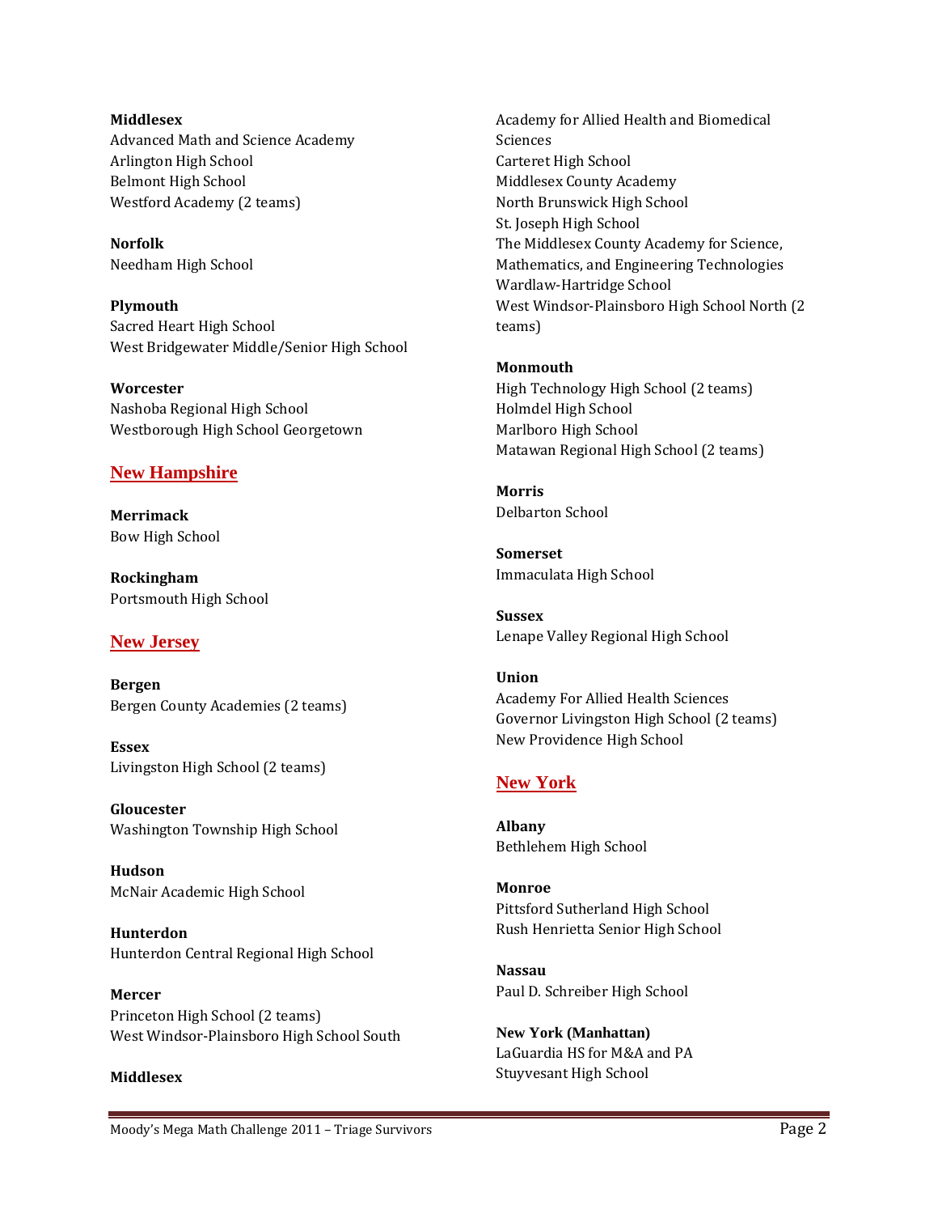**Middlesex**
Advanced Math and Science Academy
Arlington High School
Belmont High School
Westford Academy (2 teams)

**Norfolk**
Needham High School

**Plymouth**
Sacred Heart High School
West Bridgewater Middle/Senior High School

**Worcester**
Nashoba Regional High School
Westborough High School Georgetown

## New Hampshire

**Merrimack**
Bow High School

**Rockingham**
Portsmouth High School

## New Jersey

**Bergen**
Bergen County Academies (2 teams)

**Essex**
Livingston High School (2 teams)

**Gloucester**
Washington Township High School

**Hudson**
McNair Academic High School

**Hunterdon**
Hunterdon Central Regional High School

**Mercer**
Princeton High School (2 teams)
West Windsor-Plainsboro High School South

**Middlesex**
Academy for Allied Health and Biomedical Sciences
Carteret High School
Middlesex County Academy
North Brunswick High School
St. Joseph High School
The Middlesex County Academy for Science, Mathematics, and Engineering Technologies
Wardlaw-Hartridge School
West Windsor-Plainsboro High School North (2 teams)

**Monmouth**
High Technology High School (2 teams)
Holmdel High School
Marlboro High School
Matawan Regional High School (2 teams)

**Morris**
Delbarton School

**Somerset**
Immaculata High School

**Sussex**
Lenape Valley Regional High School

**Union**
Academy For Allied Health Sciences
Governor Livingston High School (2 teams)
New Providence High School

## New York

**Albany**
Bethlehem High School

**Monroe**
Pittsford Sutherland High School
Rush Henrietta Senior High School

**Nassau**
Paul D. Schreiber High School

**New York (Manhattan)**
LaGuardia HS for M&A and PA
Stuyvesant High School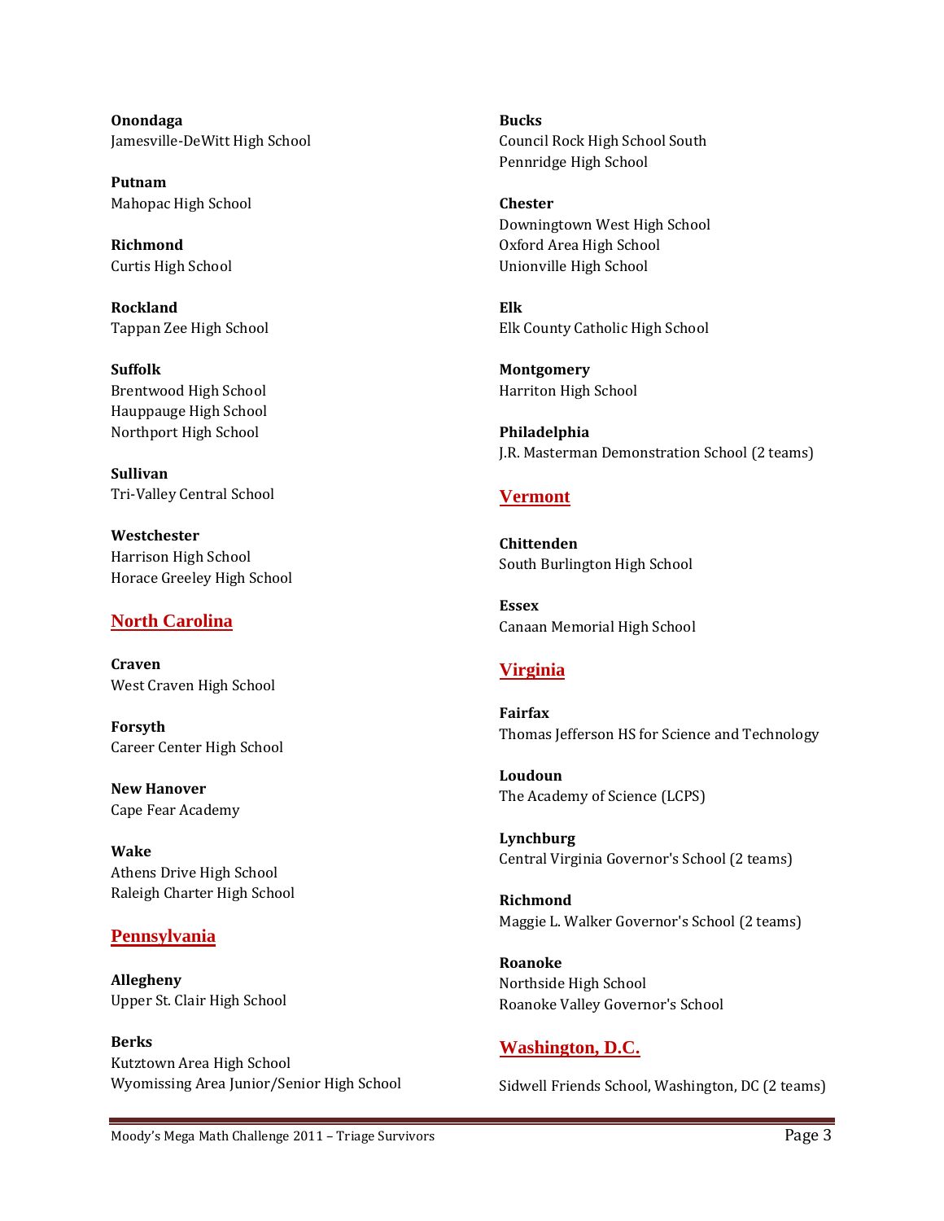**Onondaga**
Jamesville-DeWitt High School

**Putnam**
Mahopac High School

**Richmond**
Curtis High School

**Rockland**
Tappan Zee High School

**Suffolk**
Brentwood High School
Hauppauge High School
Northport High School

**Sullivan**
Tri-Valley Central School

**Westchester**
Harrison High School
Horace Greeley High School

## North Carolina

**Craven**
West Craven High School

**Forsyth**
Career Center High School

**New Hanover**
Cape Fear Academy

**Wake**
Athens Drive High School
Raleigh Charter High School

## Pennsylvania

**Allegheny**
Upper St. Clair High School

**Berks**
Kutztown Area High School
Wyomissing Area Junior/Senior High School

**Bucks**
Council Rock High School South
Pennridge High School

**Chester**
Downingtown West High School
Oxford Area High School
Unionville High School

**Elk**
Elk County Catholic High School

**Montgomery**
Harriton High School

**Philadelphia**
J.R. Masterman Demonstration School (2 teams)

## Vermont

**Chittenden**
South Burlington High School

**Essex**
Canaan Memorial High School

## Virginia

**Fairfax**
Thomas Jefferson HS for Science and Technology

**Loudoun**
The Academy of Science (LCPS)

**Lynchburg**
Central Virginia Governor's School (2 teams)

**Richmond**
Maggie L. Walker Governor's School (2 teams)

**Roanoke**
Northside High School
Roanoke Valley Governor's School

## Washington, D.C.

Sidwell Friends School, Washington, DC (2 teams)